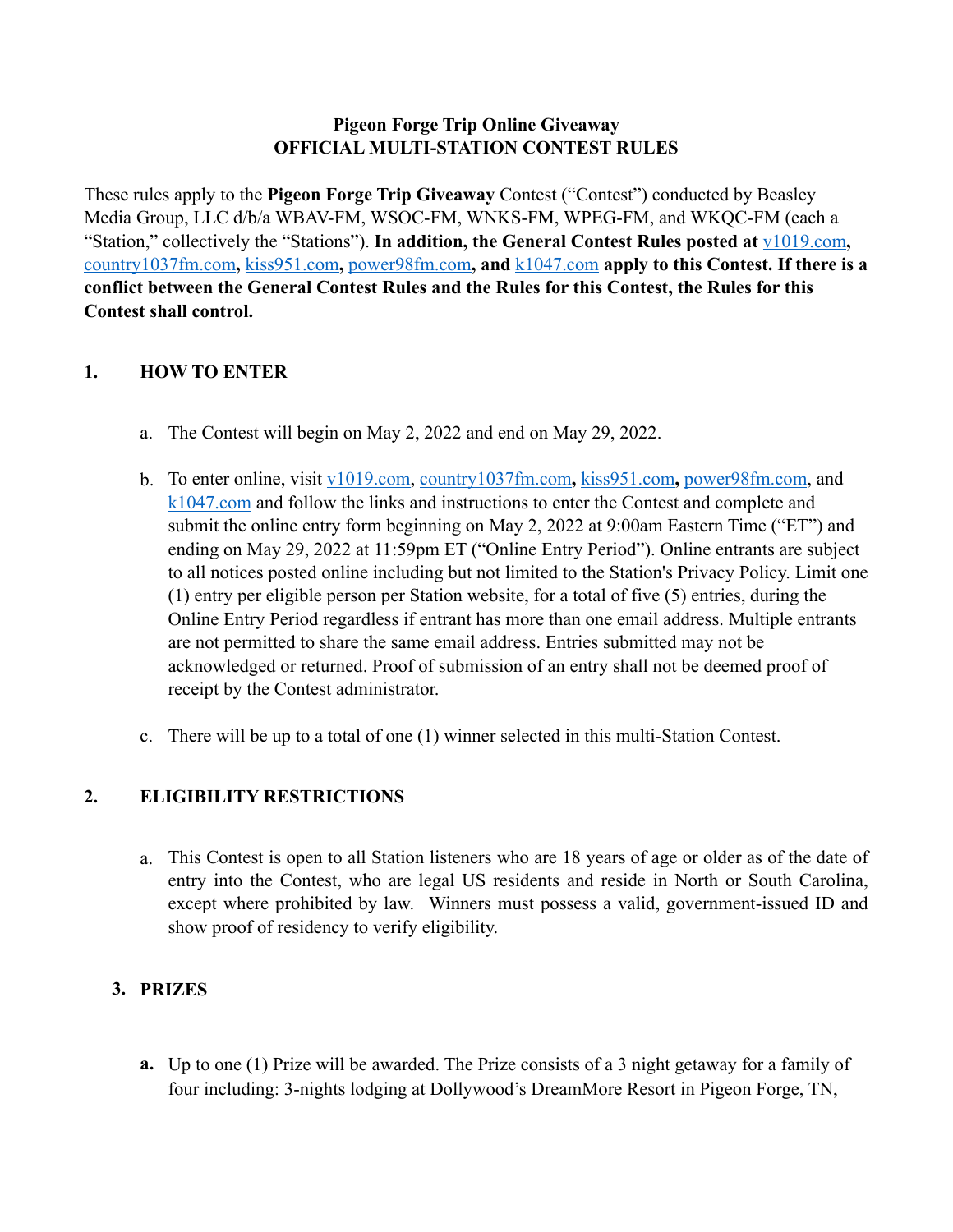# Pigeon Forge Trip Online Giveaway
# OFFICIAL MULTI-STATION CONTEST RULES

These rules apply to the **Pigeon Forge Trip Giveaway** Contest ("Contest") conducted by Beasley Media Group, LLC d/b/a WBAV-FM, WSOC-FM, WNKS-FM, WPEG-FM, and WKQC-FM (each a "Station," collectively the "Stations"). **In addition, the General Contest Rules posted at v1019.com, country1037fm.com, kiss951.com, power98fm.com, and k1047.com apply to this Contest. If there is a conflict between the General Contest Rules and the Rules for this Contest, the Rules for this Contest shall control.**

## 1. HOW TO ENTER

a. The Contest will begin on May 2, 2022 and end on May 29, 2022.

b. To enter online, visit v1019.com, country1037fm.com, kiss951.com, power98fm.com, and k1047.com and follow the links and instructions to enter the Contest and complete and submit the online entry form beginning on May 2, 2022 at 9:00am Eastern Time ("ET") and ending on May 29, 2022 at 11:59pm ET ("Online Entry Period"). Online entrants are subject to all notices posted online including but not limited to the Station's Privacy Policy. Limit one (1) entry per eligible person per Station website, for a total of five (5) entries, during the Online Entry Period regardless if entrant has more than one email address. Multiple entrants are not permitted to share the same email address. Entries submitted may not be acknowledged or returned. Proof of submission of an entry shall not be deemed proof of receipt by the Contest administrator.

c. There will be up to a total of one (1) winner selected in this multi-Station Contest.

## 2. ELIGIBILITY RESTRICTIONS

a. This Contest is open to all Station listeners who are 18 years of age or older as of the date of entry into the Contest, who are legal US residents and reside in North or South Carolina, except where prohibited by law. Winners must possess a valid, government-issued ID and show proof of residency to verify eligibility.

## 3. PRIZES

**a.** Up to one (1) Prize will be awarded. The Prize consists of a 3 night getaway for a family of four including: 3-nights lodging at Dollywood's DreamMore Resort in Pigeon Forge, TN,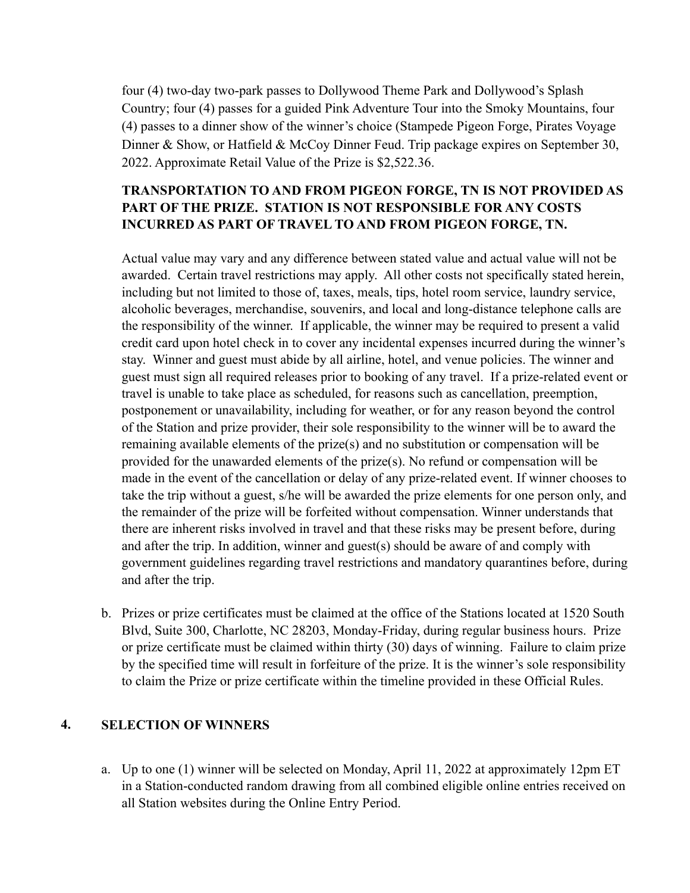four (4) two-day two-park passes to Dollywood Theme Park and Dollywood's Splash Country; four (4) passes for a guided Pink Adventure Tour into the Smoky Mountains, four (4) passes to a dinner show of the winner's choice (Stampede Pigeon Forge, Pirates Voyage Dinner & Show, or Hatfield & McCoy Dinner Feud. Trip package expires on September 30, 2022. Approximate Retail Value of the Prize is $2,522.36.

**TRANSPORTATION TO AND FROM PIGEON FORGE, TN IS NOT PROVIDED AS PART OF THE PRIZE. STATION IS NOT RESPONSIBLE FOR ANY COSTS INCURRED AS PART OF TRAVEL TO AND FROM PIGEON FORGE, TN.**

Actual value may vary and any difference between stated value and actual value will not be awarded. Certain travel restrictions may apply. All other costs not specifically stated herein, including but not limited to those of, taxes, meals, tips, hotel room service, laundry service, alcoholic beverages, merchandise, souvenirs, and local and long-distance telephone calls are the responsibility of the winner. If applicable, the winner may be required to present a valid credit card upon hotel check in to cover any incidental expenses incurred during the winner's stay. Winner and guest must abide by all airline, hotel, and venue policies. The winner and guest must sign all required releases prior to booking of any travel. If a prize-related event or travel is unable to take place as scheduled, for reasons such as cancellation, preemption, postponement or unavailability, including for weather, or for any reason beyond the control of the Station and prize provider, their sole responsibility to the winner will be to award the remaining available elements of the prize(s) and no substitution or compensation will be provided for the unawarded elements of the prize(s). No refund or compensation will be made in the event of the cancellation or delay of any prize-related event. If winner chooses to take the trip without a guest, s/he will be awarded the prize elements for one person only, and the remainder of the prize will be forfeited without compensation. Winner understands that there are inherent risks involved in travel and that these risks may be present before, during and after the trip. In addition, winner and guest(s) should be aware of and comply with government guidelines regarding travel restrictions and mandatory quarantines before, during and after the trip.

b. Prizes or prize certificates must be claimed at the office of the Stations located at 1520 South Blvd, Suite 300, Charlotte, NC 28203, Monday-Friday, during regular business hours. Prize or prize certificate must be claimed within thirty (30) days of winning. Failure to claim prize by the specified time will result in forfeiture of the prize. It is the winner's sole responsibility to claim the Prize or prize certificate within the timeline provided in these Official Rules.

## 4. SELECTION OF WINNERS

a. Up to one (1) winner will be selected on Monday, April 11, 2022 at approximately 12pm ET in a Station-conducted random drawing from all combined eligible online entries received on all Station websites during the Online Entry Period.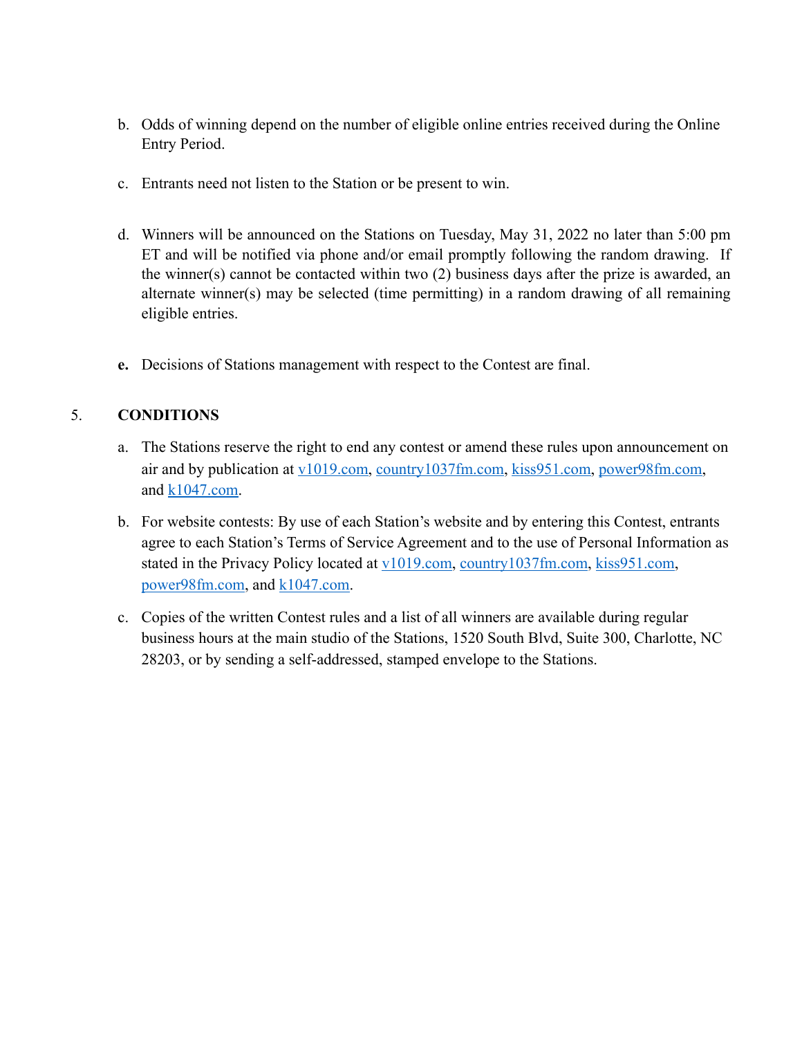b. Odds of winning depend on the number of eligible online entries received during the Online Entry Period.

c. Entrants need not listen to the Station or be present to win.

d. Winners will be announced on the Stations on Tuesday, May 31, 2022 no later than 5:00 pm ET and will be notified via phone and/or email promptly following the random drawing. If the winner(s) cannot be contacted within two (2) business days after the prize is awarded, an alternate winner(s) may be selected (time permitting) in a random drawing of all remaining eligible entries.

**e.** Decisions of Stations management with respect to the Contest are final.

5. **CONDITIONS**

a. The Stations reserve the right to end any contest or amend these rules upon announcement on air and by publication at v1019.com, country1037fm.com, kiss951.com, power98fm.com, and k1047.com.

b. For website contests: By use of each Station's website and by entering this Contest, entrants agree to each Station's Terms of Service Agreement and to the use of Personal Information as stated in the Privacy Policy located at v1019.com, country1037fm.com, kiss951.com, power98fm.com, and k1047.com.

c. Copies of the written Contest rules and a list of all winners are available during regular business hours at the main studio of the Stations, 1520 South Blvd, Suite 300, Charlotte, NC 28203, or by sending a self-addressed, stamped envelope to the Stations.